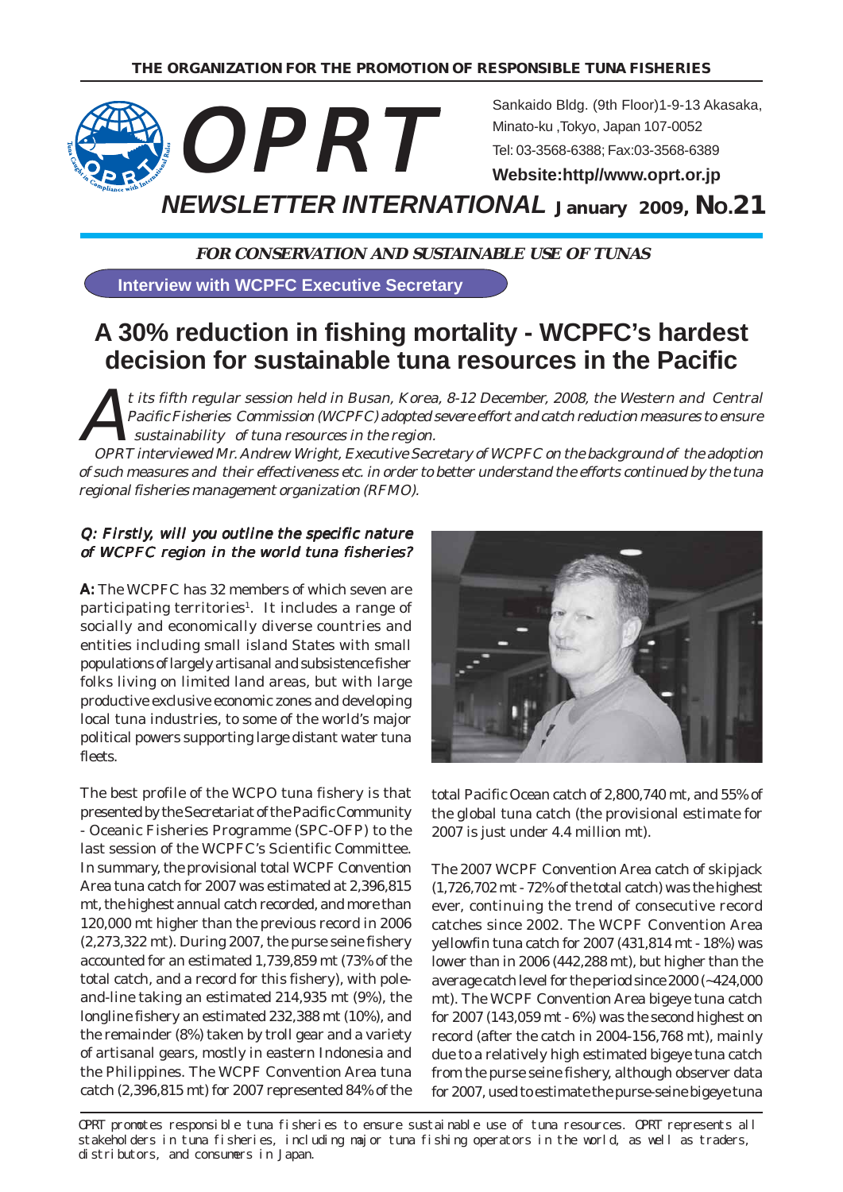THE ORGANIZATION FOR THE PROMOTION OF RESPONSIBLE TUNA FISHERIES

# OPRT

Sankaido Bldg. (9th Floor)1-9-13 Akasaka, Minato-ku ,Tokyo, Japan 107-0052
Tel: 03-3568-6388; Fax:03-3568-6389
**Website:http//www.oprt.or.jp**

## NEWSLETTER INTERNATIONAL January 2009, No.21

***FOR CONSERVATION AND SUSTAINABLE USE OF TUNAS***

**Interview with WCPFC Executive Secretary**

# A 30% reduction in fishing mortality - WCPFC's hardest decision for sustainable tuna resources in the Pacific

*At its fifth regular session held in Busan, Korea, 8-12 December, 2008, the Western and Central Pacific Fisheries Commission (WCPFC) adopted severe effort and catch reduction measures to ensure sustainability of tuna resources in the region.*

*OPRT interviewed Mr. Andrew Wright, Executive Secretary of WCPFC on the background of the adoption of such measures and their effectiveness etc. in order to better understand the efforts continued by the tuna regional fisheries management organization (RFMO).*

***Q: Firstly, will you outline the specific nature of WCPFC region in the world tuna fisheries?***

**A:** The WCPFC has 32 members of which seven are participating territories[1]. It includes a range of socially and economically diverse countries and entities including small island States with small populations of largely artisanal and subsistence fisher folks living on limited land areas, but with large productive exclusive economic zones and developing local tuna industries, to some of the world's major political powers supporting large distant water tuna fleets.

The best profile of the WCPO tuna fishery is that presented by the Secretariat of the Pacific Community - Oceanic Fisheries Programme (SPC-OFP) to the last session of the WCPFC's Scientific Committee. In summary, the provisional total WCPF Convention Area tuna catch for 2007 was estimated at 2,396,815 mt, the highest annual catch recorded, and more than 120,000 mt higher than the previous record in 2006 (2,273,322 mt). During 2007, the purse seine fishery accounted for an estimated 1,739,859 mt (73% of the total catch, and a record for this fishery), with pole-and-line taking an estimated 214,935 mt (9%), the longline fishery an estimated 232,388 mt (10%), and the remainder (8%) taken by troll gear and a variety of artisanal gears, mostly in eastern Indonesia and the Philippines. The WCPF Convention Area tuna catch (2,396,815 mt) for 2007 represented 84% of the total Pacific Ocean catch of 2,800,740 mt, and 55% of the global tuna catch (the provisional estimate for 2007 is just under 4.4 million mt).

The 2007 WCPF Convention Area catch of skipjack (1,726,702 mt - 72% of the total catch) was the highest ever, continuing the trend of consecutive record catches since 2002. The WCPF Convention Area yellowfin tuna catch for 2007 (431,814 mt - 18%) was lower than in 2006 (442,288 mt), but higher than the average catch level for the period since 2000 (~424,000 mt). The WCPF Convention Area bigeye tuna catch for 2007 (143,059 mt - 6%) was the second highest on record (after the catch in 2004-156,768 mt), mainly due to a relatively high estimated bigeye tuna catch from the purse seine fishery, although observer data for 2007, used to estimate the purse-seine bigeye tuna

OPRT promotes responsible tuna fisheries to ensure sustainable use of tuna resources. OPRT represents all stakeholders in tuna fisheries, including major tuna fishing operators in the world, as well as traders, distributors, and consumers in Japan.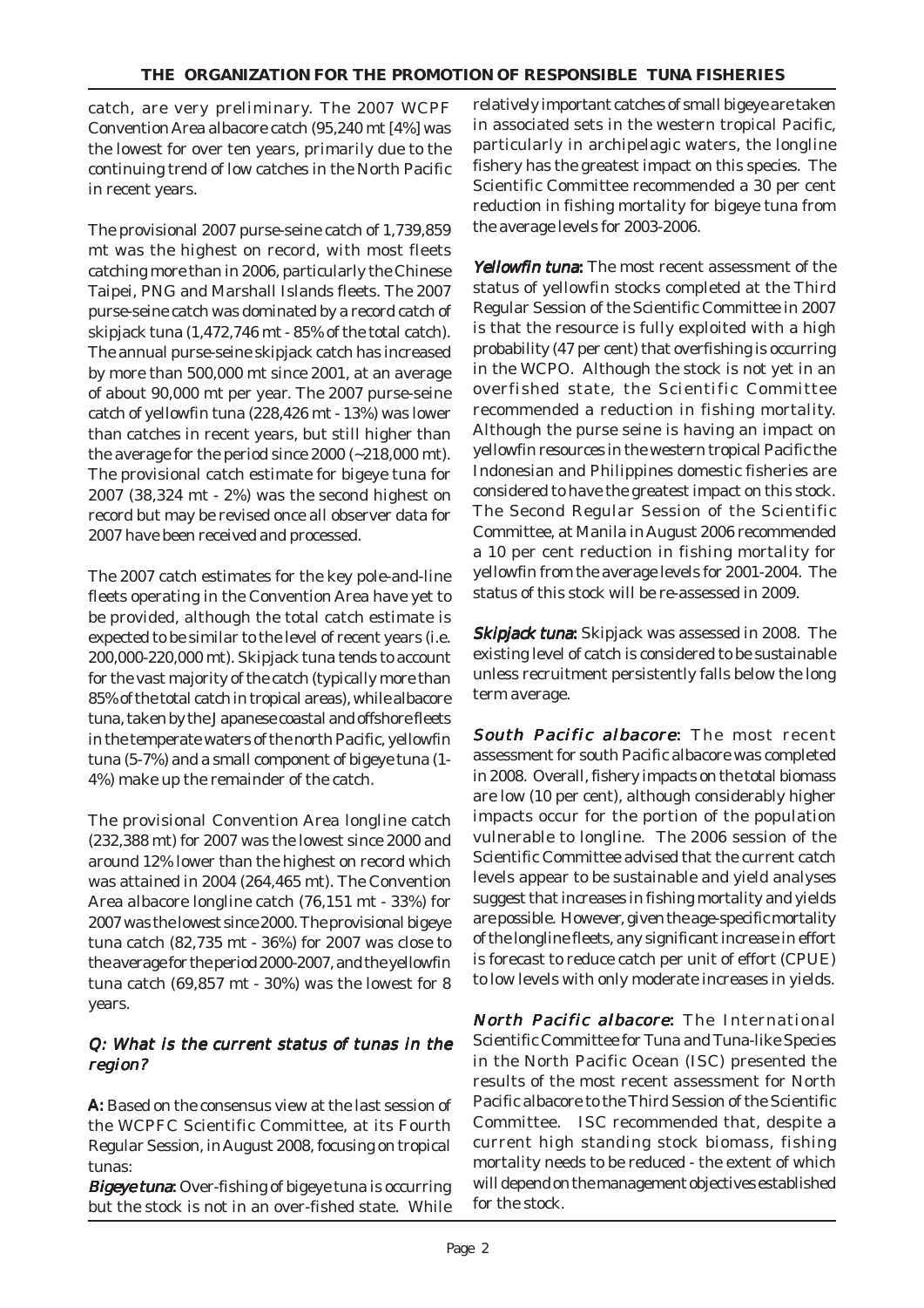catch, are very preliminary. The 2007 WCPF Convention Area albacore catch (95,240 mt [4%] was the lowest for over ten years, primarily due to the continuing trend of low catches in the North Pacific in recent years.

The provisional 2007 purse-seine catch of 1,739,859 mt was the highest on record, with most fleets catching more than in 2006, particularly the Chinese Taipei, PNG and Marshall Islands fleets. The 2007 purse-seine catch was dominated by a record catch of skipjack tuna (1,472,746 mt - 85% of the total catch). The annual purse-seine skipjack catch has increased by more than 500,000 mt since 2001, at an average of about 90,000 mt per year. The 2007 purse-seine catch of yellowfin tuna (228,426 mt - 13%) was lower than catches in recent years, but still higher than the average for the period since 2000 (~218,000 mt). The provisional catch estimate for bigeye tuna for 2007 (38,324 mt - 2%) was the second highest on record but may be revised once all observer data for 2007 have been received and processed.

The 2007 catch estimates for the key pole-and-line fleets operating in the Convention Area have yet to be provided, although the total catch estimate is expected to be similar to the level of recent years (i.e. 200,000-220,000 mt). Skipjack tuna tends to account for the vast majority of the catch (typically more than 85% of the total catch in tropical areas), while albacore tuna, taken by the Japanese coastal and offshore fleets in the temperate waters of the north Pacific, yellowfin tuna (5-7%) and a small component of bigeye tuna (1-4%) make up the remainder of the catch.

The provisional Convention Area longline catch (232,388 mt) for 2007 was the lowest since 2000 and around 12% lower than the highest on record which was attained in 2004 (264,465 mt). The Convention Area albacore longline catch (76,151 mt - 33%) for 2007 was the lowest since 2000. The provisional bigeye tuna catch (82,735 mt - 36%) for 2007 was close to the average for the period 2000-2007, and the yellowfin tuna catch (69,857 mt - 30%) was the lowest for 8 years.

### *Q: What is the current status of tunas in the region?*

**A:** Based on the consensus view at the last session of the WCPFC Scientific Committee, at its Fourth Regular Session, in August 2008, focusing on tropical tunas:

***Bigeye tuna*:** Over-fishing of bigeye tuna is occurring but the stock is not in an over-fished state. While relatively important catches of small bigeye are taken in associated sets in the western tropical Pacific, particularly in archipelagic waters, the longline fishery has the greatest impact on this species. The Scientific Committee recommended a 30 per cent reduction in fishing mortality for bigeye tuna from the average levels for 2003-2006.

***Yellowfin tuna*:** The most recent assessment of the status of yellowfin stocks completed at the Third Regular Session of the Scientific Committee in 2007 is that the resource is fully exploited with a high probability (47 per cent) that overfishing is occurring in the WCPO. Although the stock is not yet in an overfished state, the Scientific Committee recommended a reduction in fishing mortality. Although the purse seine is having an impact on yellowfin resources in the western tropical Pacific the Indonesian and Philippines domestic fisheries are considered to have the greatest impact on this stock. The Second Regular Session of the Scientific Committee, at Manila in August 2006 recommended a 10 per cent reduction in fishing mortality for yellowfin from the average levels for 2001-2004. The status of this stock will be re-assessed in 2009.

***Skipjack tuna*:** Skipjack was assessed in 2008. The existing level of catch is considered to be sustainable unless recruitment persistently falls below the long term average.

***South Pacific albacore*:** The most recent assessment for south Pacific albacore was completed in 2008. Overall, fishery impacts on the total biomass are low (10 per cent), although considerably higher impacts occur for the portion of the population vulnerable to longline. The 2006 session of the Scientific Committee advised that the current catch levels appear to be sustainable and yield analyses suggest that increases in fishing mortality and yields are possible. However, given the age-specific mortality of the longline fleets, any significant increase in effort is forecast to reduce catch per unit of effort (CPUE) to low levels with only moderate increases in yields.

***North Pacific albacore*:** The International Scientific Committee for Tuna and Tuna-like Species in the North Pacific Ocean (ISC) presented the results of the most recent assessment for North Pacific albacore to the Third Session of the Scientific Committee. ISC recommended that, despite a current high standing stock biomass, fishing mortality needs to be reduced - the extent of which will depend on the management objectives established for the stock.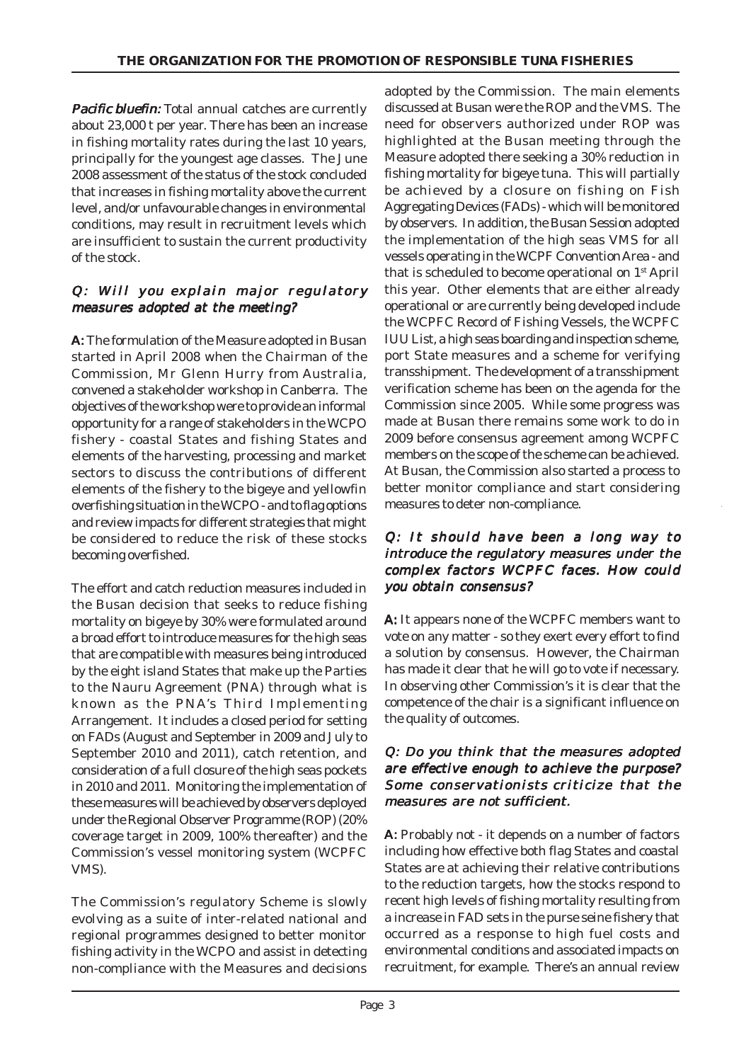***Pacific bluefin:*** Total annual catches are currently about 23,000 t per year. There has been an increase in fishing mortality rates during the last 10 years, principally for the youngest age classes. The June 2008 assessment of the status of the stock concluded that increases in fishing mortality above the current level, and/or unfavourable changes in environmental conditions, may result in recruitment levels which are insufficient to sustain the current productivity of the stock.

### *Q: Will you explain major regulatory measures adopted at the meeting?*

**A:** The formulation of the Measure adopted in Busan started in April 2008 when the Chairman of the Commission, Mr Glenn Hurry from Australia, convened a stakeholder workshop in Canberra. The objectives of the workshop were to provide an informal opportunity for a range of stakeholders in the WCPO fishery - coastal States and fishing States and elements of the harvesting, processing and market sectors to discuss the contributions of different elements of the fishery to the bigeye and yellowfin overfishing situation in the WCPO - and to flag options and review impacts for different strategies that might be considered to reduce the risk of these stocks becoming overfished.

The effort and catch reduction measures included in the Busan decision that seeks to reduce fishing mortality on bigeye by 30% were formulated around a broad effort to introduce measures for the high seas that are compatible with measures being introduced by the eight island States that make up the Parties to the Nauru Agreement (PNA) through what is known as the PNA's Third Implementing Arrangement. It includes a closed period for setting on FADs (August and September in 2009 and July to September 2010 and 2011), catch retention, and consideration of a full closure of the high seas pockets in 2010 and 2011. Monitoring the implementation of these measures will be achieved by observers deployed under the Regional Observer Programme (ROP) (20% coverage target in 2009, 100% thereafter) and the Commission's vessel monitoring system (WCPFC VMS).

The Commission's regulatory Scheme is slowly evolving as a suite of inter-related national and regional programmes designed to better monitor fishing activity in the WCPO and assist in detecting non-compliance with the Measures and decisions adopted by the Commission. The main elements discussed at Busan were the ROP and the VMS. The need for observers authorized under ROP was highlighted at the Busan meeting through the Measure adopted there seeking a 30% reduction in fishing mortality for bigeye tuna. This will partially be achieved by a closure on fishing on Fish Aggregating Devices (FADs) - which will be monitored by observers. In addition, the Busan Session adopted the implementation of the high seas VMS for all vessels operating in the WCPF Convention Area - and that is scheduled to become operational on 1st April this year. Other elements that are either already operational or are currently being developed include the WCPFC Record of Fishing Vessels, the WCPFC IUU List, a high seas boarding and inspection scheme, port State measures and a scheme for verifying transshipment. The development of a transshipment verification scheme has been on the agenda for the Commission since 2005. While some progress was made at Busan there remains some work to do in 2009 before consensus agreement among WCPFC members on the scope of the scheme can be achieved. At Busan, the Commission also started a process to better monitor compliance and start considering measures to deter non-compliance.

### *Q: It should have been a long way to introduce the regulatory measures under the complex factors WCPFC faces. How could you obtain consensus?*

**A:** It appears none of the WCPFC members want to vote on any matter - so they exert every effort to find a solution by consensus. However, the Chairman has made it clear that he will go to vote if necessary. In observing other Commission's it is clear that the competence of the chair is a significant influence on the quality of outcomes.

### *Q: Do you think that the measures adopted are effective enough to achieve the purpose? Some conservationists criticize that the measures are not sufficient.*

**A:** Probably not - it depends on a number of factors including how effective both flag States and coastal States are at achieving their relative contributions to the reduction targets, how the stocks respond to recent high levels of fishing mortality resulting from a increase in FAD sets in the purse seine fishery that occurred as a response to high fuel costs and environmental conditions and associated impacts on recruitment, for example. There's an annual review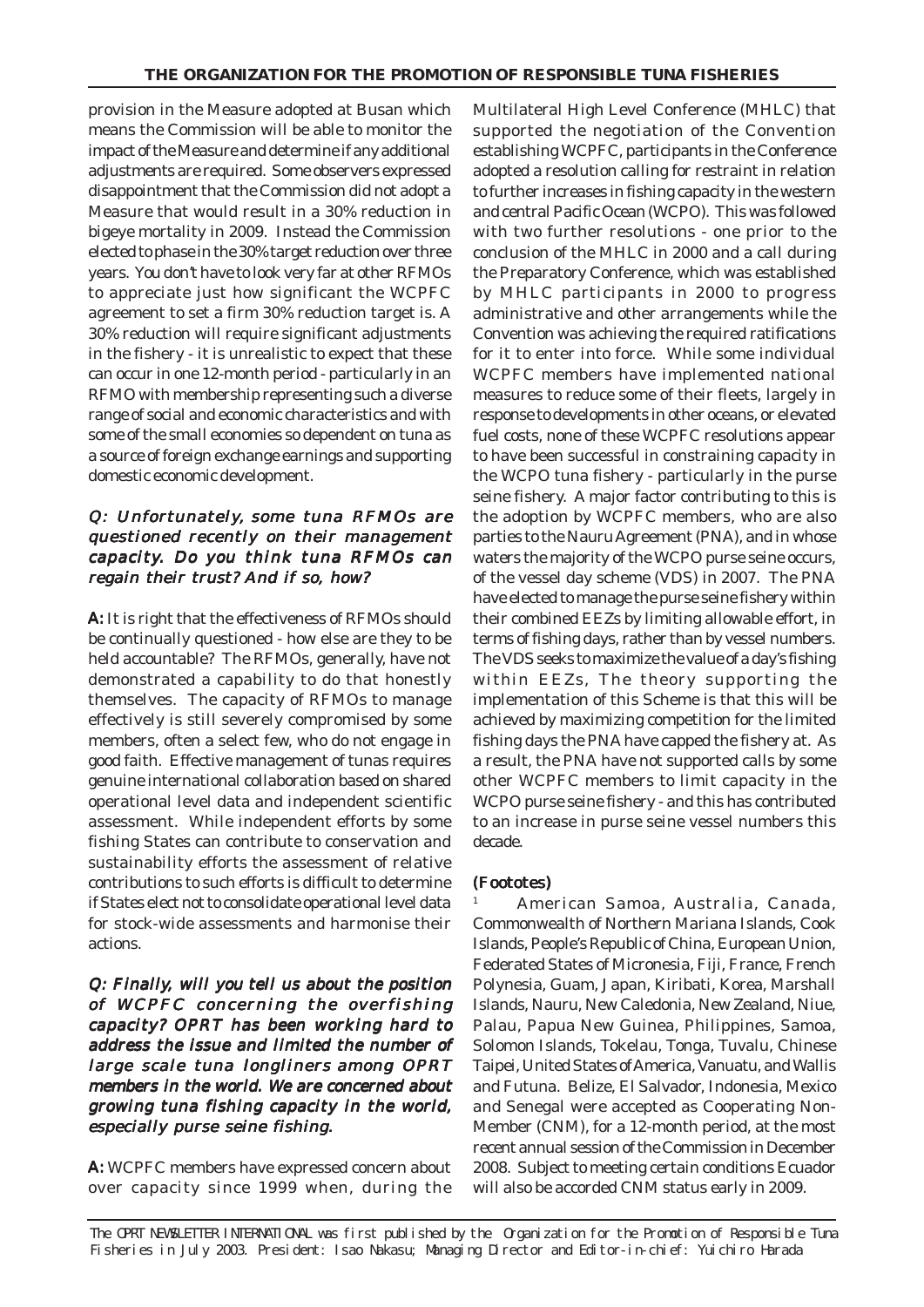provision in the Measure adopted at Busan which means the Commission will be able to monitor the impact of the Measure and determine if any additional adjustments are required. Some observers expressed disappointment that the Commission did not adopt a Measure that would result in a 30% reduction in bigeye mortality in 2009. Instead the Commission elected to phase in the 30% target reduction over three years. You don't have to look very far at other RFMOs to appreciate just how significant the WCPFC agreement to set a firm 30% reduction target is. A 30% reduction will require significant adjustments in the fishery - it is unrealistic to expect that these can occur in one 12-month period - particularly in an RFMO with membership representing such a diverse range of social and economic characteristics and with some of the small economies so dependent on tuna as a source of foreign exchange earnings and supporting domestic economic development.

*Q: Unfortunately, some tuna RFMOs are questioned recently on their management capacity. Do you think tuna RFMOs can regain their trust? And if so, how?*

**A:** It is right that the effectiveness of RFMOs should be continually questioned - how else are they to be held accountable? The RFMOs, generally, have not demonstrated a capability to do that honestly themselves. The capacity of RFMOs to manage effectively is still severely compromised by some members, often a select few, who do not engage in good faith. Effective management of tunas requires genuine international collaboration based on shared operational level data and independent scientific assessment. While independent efforts by some fishing States can contribute to conservation and sustainability efforts the assessment of relative contributions to such efforts is difficult to determine if States elect not to consolidate operational level data for stock-wide assessments and harmonise their actions.

*Q: Finally, will you tell us about the position of WCPFC concerning the overfishing capacity? OPRT has been working hard to address the issue and limited the number of large scale tuna longliners among OPRT members in the world. We are concerned about growing tuna fishing capacity in the world, especially purse seine fishing.*

**A:** WCPFC members have expressed concern about over capacity since 1999 when, during the Multilateral High Level Conference (MHLC) that supported the negotiation of the Convention establishing WCPFC, participants in the Conference adopted a resolution calling for restraint in relation to further increases in fishing capacity in the western and central Pacific Ocean (WCPO). This was followed with two further resolutions - one prior to the conclusion of the MHLC in 2000 and a call during the Preparatory Conference, which was established by MHLC participants in 2000 to progress administrative and other arrangements while the Convention was achieving the required ratifications for it to enter into force. While some individual WCPFC members have implemented national measures to reduce some of their fleets, largely in response to developments in other oceans, or elevated fuel costs, none of these WCPFC resolutions appear to have been successful in constraining capacity in the WCPO tuna fishery - particularly in the purse seine fishery. A major factor contributing to this is the adoption by WCPFC members, who are also parties to the Nauru Agreement (PNA), and in whose waters the majority of the WCPO purse seine occurs, of the vessel day scheme (VDS) in 2007. The PNA have elected to manage the purse seine fishery within their combined EEZs by limiting allowable effort, in terms of fishing days, rather than by vessel numbers. The VDS seeks to maximize the value of a day's fishing within EEZs, The theory supporting the implementation of this Scheme is that this will be achieved by maximizing competition for the limited fishing days the PNA have capped the fishery at. As a result, the PNA have not supported calls by some other WCPFC members to limit capacity in the WCPO purse seine fishery - and this has contributed to an increase in purse seine vessel numbers this decade.

**(Foototes)**

[1] American Samoa, Australia, Canada, Commonwealth of Northern Mariana Islands, Cook Islands, People's Republic of China, European Union, Federated States of Micronesia, Fiji, France, French Polynesia, Guam, Japan, Kiribati, Korea, Marshall Islands, Nauru, New Caledonia, New Zealand, Niue, Palau, Papua New Guinea, Philippines, Samoa, Solomon Islands, Tokelau, Tonga, Tuvalu, Chinese Taipei, United States of America, Vanuatu, and Wallis and Futuna. Belize, El Salvador, Indonesia, Mexico and Senegal were accepted as Cooperating Non-Member (CNM), for a 12-month period, at the most recent annual session of the Commission in December 2008. Subject to meeting certain conditions Ecuador will also be accorded CNM status early in 2009.

The OPRT NEWSLETTER INTERNATIONAL was first published by the Organization for the Promotion of Responsible Tuna Fisheries in July 2003. President: Isao Nakasu; Managing Director and Editor-in-chief: Yuichiro Harada